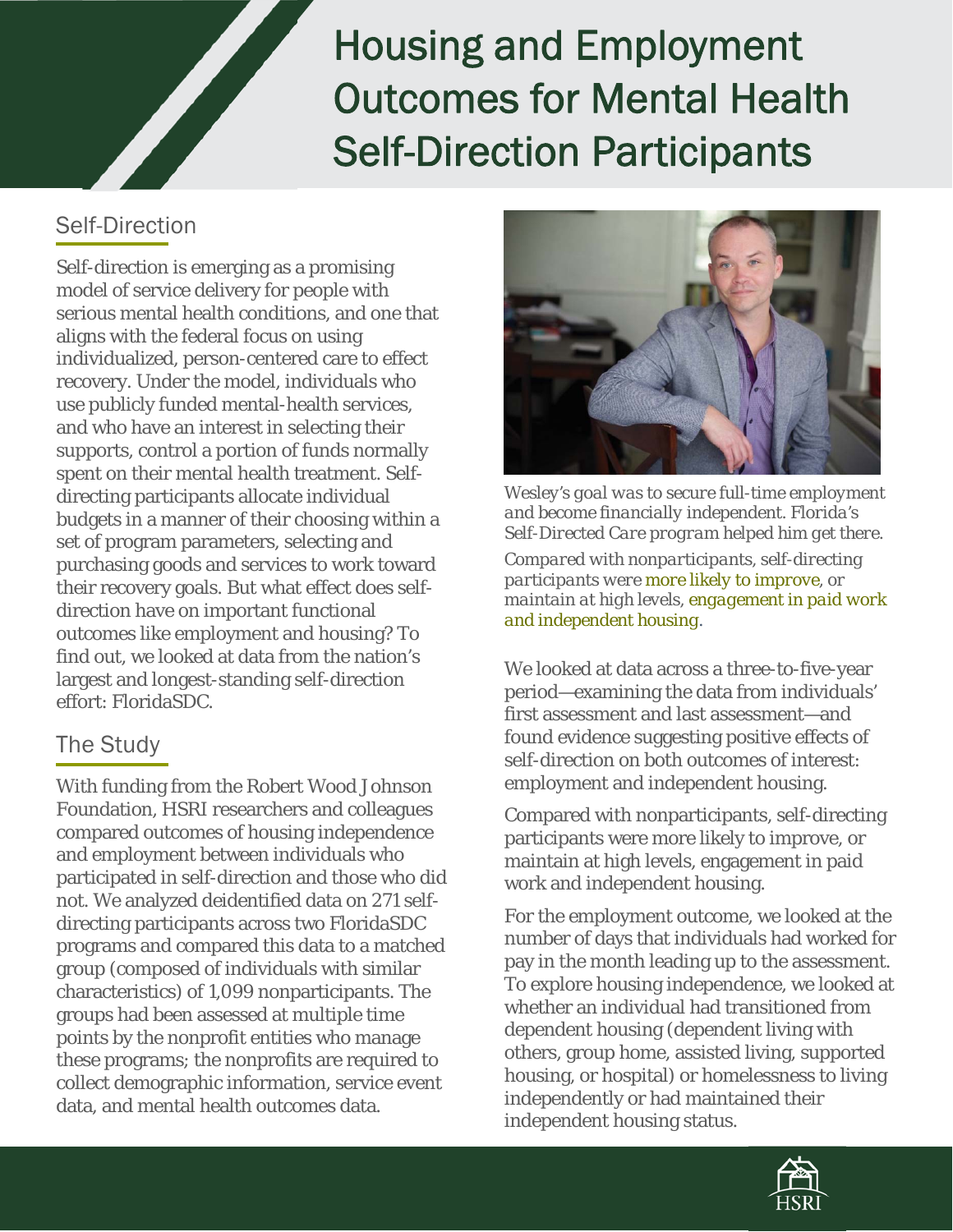# Housing and Employment Outcomes for Mental Health Self-Direction Participants

## Self-Direction

Self-direction is emerging as a promising model of service delivery for people with serious mental health conditions, and one that aligns with the federal focus on using individualized, person-centered care to effect recovery. Under the model, individuals who use publicly funded mental-health services, and who have an interest in selecting their supports, control a portion of funds normally spent on their mental health treatment. Self-directing participants allocate individual budgets in a manner of their choosing within a set of program parameters, selecting and purchasing goods and services to work toward their recovery goals. But what effect does self-direction have on important functional outcomes like employment and housing? To find out, we looked at data from the nation's largest and longest-standing self-direction effort: FloridaSDC.

## The Study

With funding from the Robert Wood Johnson Foundation, HSRI researchers and colleagues compared outcomes of housing independence and employment between individuals who participated in self-direction and those who did not. We analyzed deidentified data on 271 self-directing participants across two FloridaSDC programs and compared this data to a matched group (composed of individuals with similar characteristics) of 1,099 nonparticipants. The groups had been assessed at multiple time points by the nonprofit entities who manage these programs; the nonprofits are required to collect demographic information, service event data, and mental health outcomes data.

*Wesley's goal was to secure full-time employment and become financially independent. Florida's Self-Directed Care program helped him get there.*

*Compared with nonparticipants, self-directing participants were more likely to improve, or maintain at high levels, engagement in paid work and independent housing.*

We looked at data across a three-to-five-year period—examining the data from individuals' first assessment and last assessment—and found evidence suggesting positive effects of self-direction on both outcomes of interest: employment and independent housing.

Compared with nonparticipants, self-directing participants were more likely to improve, or maintain at high levels, engagement in paid work and independent housing.

For the employment outcome, we looked at the number of days that individuals had worked for pay in the month leading up to the assessment. To explore housing independence, we looked at whether an individual had transitioned from dependent housing (dependent living with others, group home, assisted living, supported housing, or hospital) or homelessness to living independently or had maintained their independent housing status.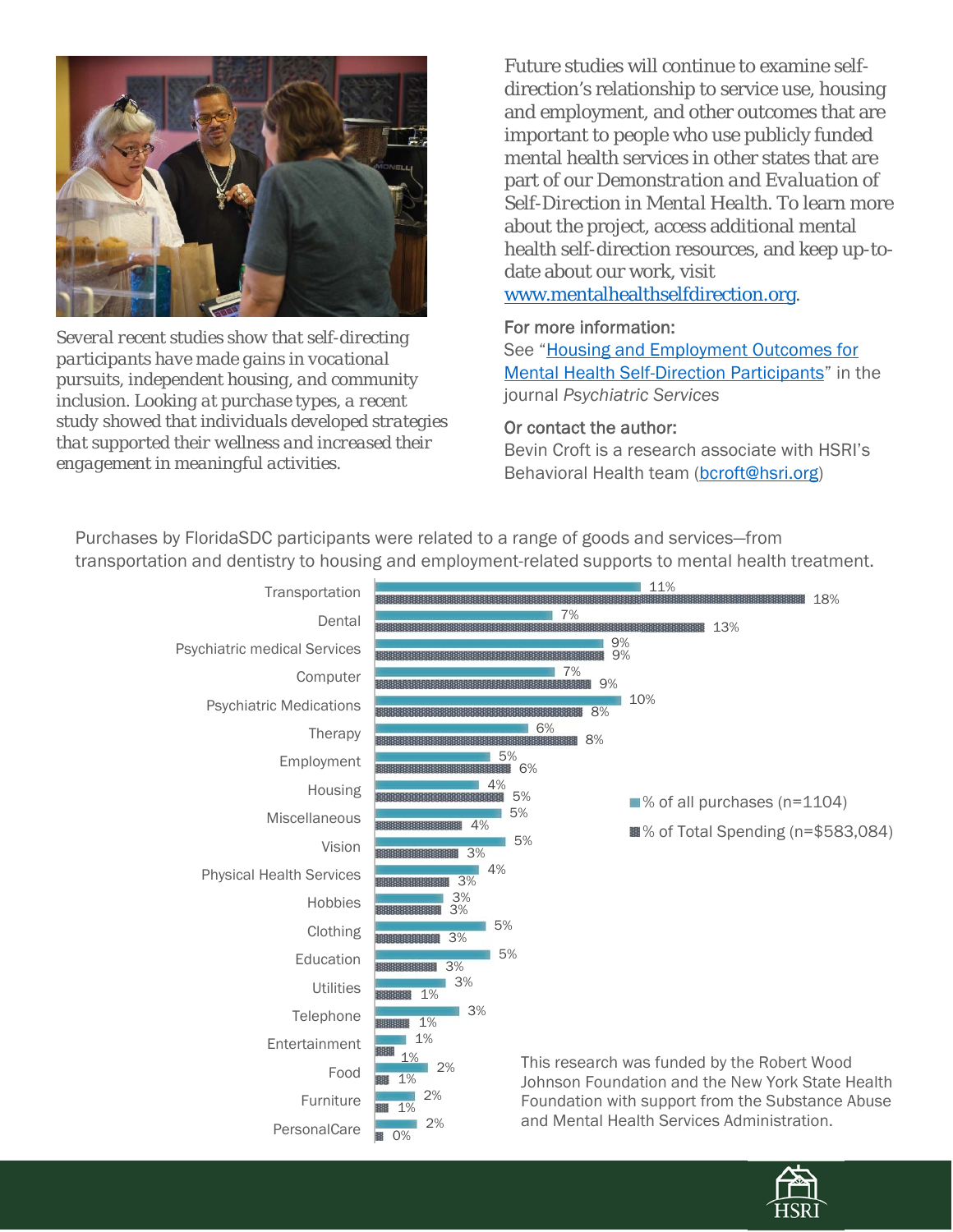*Several recent studies show that self-directing participants have made gains in vocational pursuits, independent housing, and community inclusion. Looking at purchase types, a recent study showed that individuals developed strategies that supported their wellness and increased their engagement in meaningful activities.*

Future studies will continue to examine self-direction's relationship to service use, housing and employment, and other outcomes that are important to people who use publicly funded mental health services in other states that are part of our Demonstration and Evaluation of Self-Direction in Mental Health. To learn more about the project, access additional mental health self-direction resources, and keep up-to-date about our work, visit [www.mentalhealthselfdirection.org](www.mentalhealthselfdirection.org).

**For more information:**

See "[Housing and Employment Outcomes for Mental Health Self-Direction Participants]()" in the journal *Psychiatric Services*

**Or contact the author:**

Bevin Croft is a research associate with HSRI's Behavioral Health team ([bcroft@hsri.org](mailto:bcroft@hsri.org))

Purchases by FloridaSDC participants were related to a range of goods and services—from transportation and dentistry to housing and employment-related supports to mental health treatment.

% of all purchases (n=1104)
% of Total Spending (n=$583,084)

Transportation 11% 18%
Dental 7% 13%
Psychiatric medical Services 9% 9%
Computer 7% 9%
Psychiatric Medications 10% 8%
Therapy 6% 8%
Employment 5% 6%
Housing 4% 5%
Miscellaneous 5% 4%
Vision 5% 3%
Physical Health Services 4% 3%
Hobbies 3% 3%
Clothing 5% 3%
Education 5% 3%
Utilities 3% 1%
Telephone 3% 1%
Entertainment 1% 1%
Food 2% 1%
Furniture 2% 1%
PersonalCare 2% 0%

This research was funded by the Robert Wood Johnson Foundation and the New York State Health Foundation with support from the Substance Abuse and Mental Health Services Administration.

HSRI